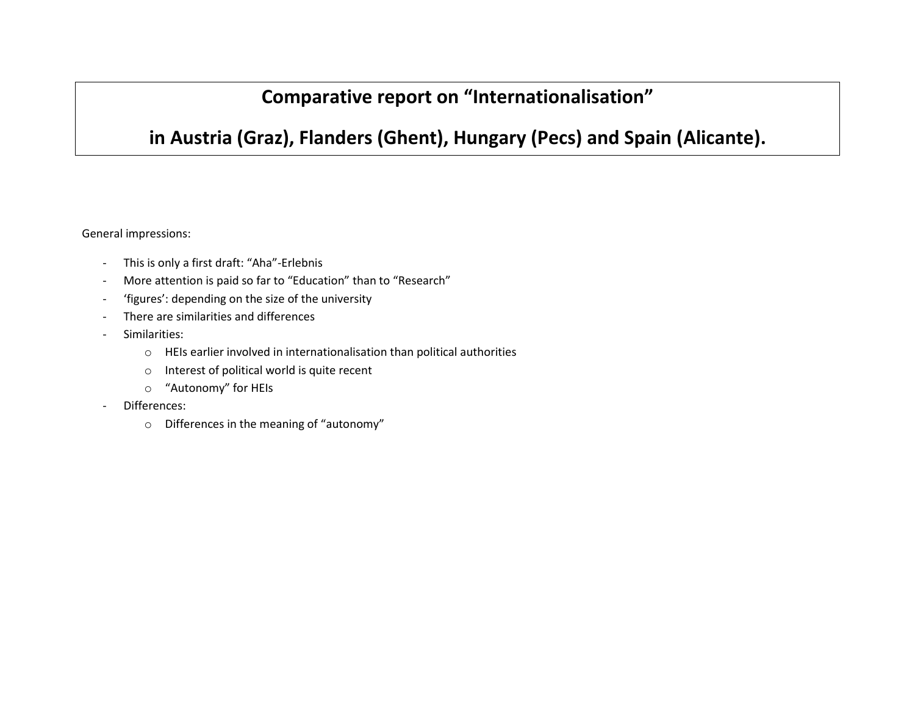# Comparative report on "Internationalisation"

# in Austria (Graz), Flanders (Ghent), Hungary (Pecs) and Spain (Alicante).

General impressions:

- This is only a first draft: "Aha"-Erlebnis
- More attention is paid so far to "Education" than to "Research"
- 'figures': depending on the size of the university
- There are similarities and differences
- Similarities:
    - HEIs earlier involved in internationalisation than political authorities
    - Interest of political world is quite recent
    - "Autonomy" for HEIs
- Differences:
    - Differences in the meaning of "autonomy"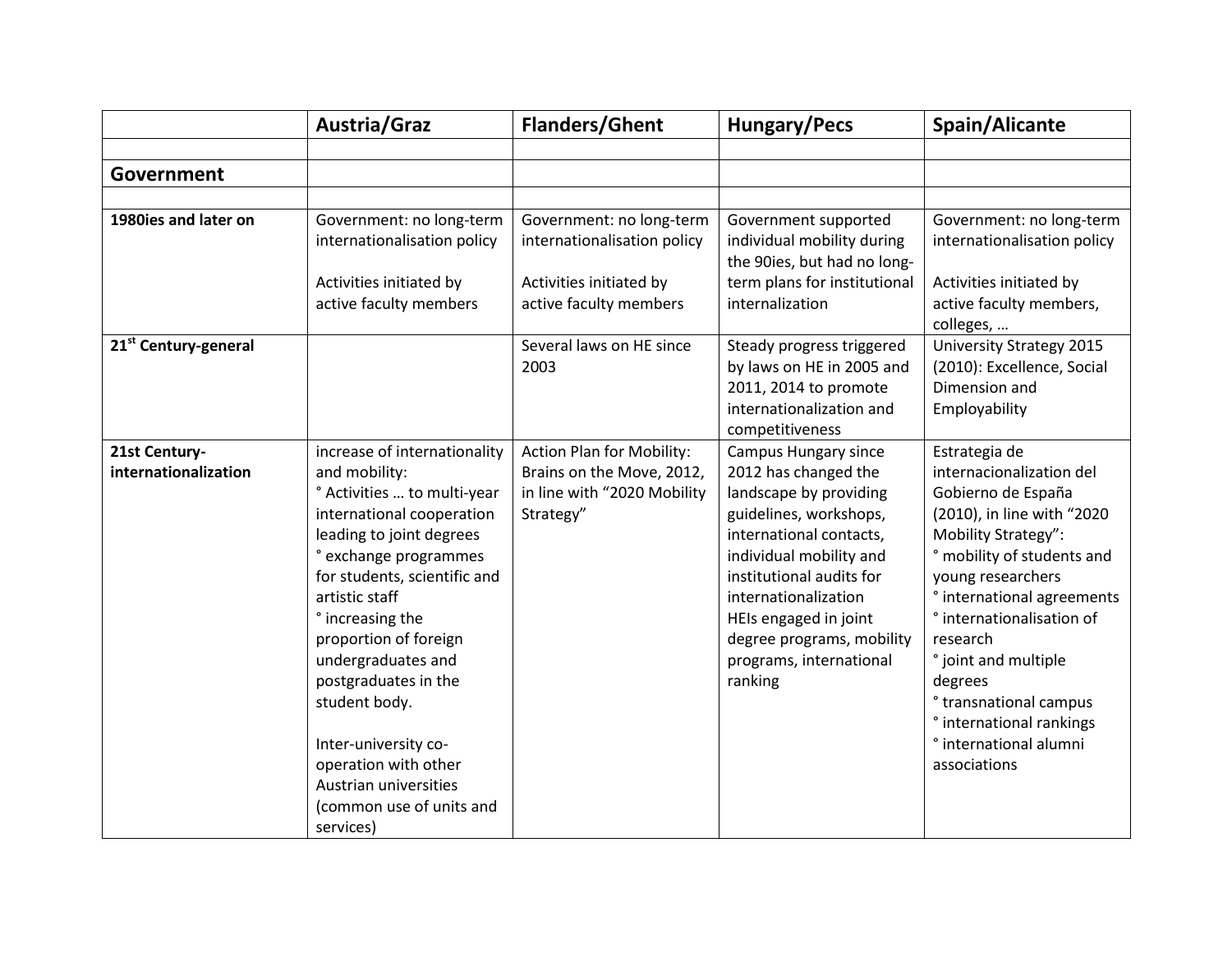| | **Austria/Graz** | **Flanders/Ghent** | **Hungary/Pecs** | **Spain/Alicante** |
|---|---|---|---|---|
| | | | | |
| **Government** | | | | |
| | | | | |
| **1980ies and later on** | Government: no long-term internationalisation policy<br><br>Activities initiated by active faculty members | Government: no long-term internationalisation policy<br><br>Activities initiated by active faculty members | Government supported individual mobility during the 90ies, but had no long-term plans for institutional internalization | Government: no long-term internationalisation policy<br><br>Activities initiated by active faculty members, colleges, … |
| **21st Century-general** | | Several laws on HE since 2003 | Steady progress triggered by laws on HE in 2005 and 2011, 2014 to promote internationalization and competitiveness | University Strategy 2015 (2010): Excellence, Social Dimension and Employability |
| **21st Century-internationalization** | increase of internationality and mobility:<br>° Activities … to multi-year international cooperation leading to joint degrees<br>° exchange programmes for students, scientific and artistic staff<br>° increasing the proportion of foreign undergraduates and postgraduates in the student body.<br><br>Inter-university co-operation with other Austrian universities (common use of units and services) | Action Plan for Mobility: Brains on the Move, 2012, in line with "2020 Mobility Strategy" | Campus Hungary since 2012 has changed the landscape by providing guidelines, workshops, international contacts, individual mobility and institutional audits for internationalization<br>HEIs engaged in joint degree programs, mobility programs, international ranking | Estrategia de internacionalization del Gobierno de España (2010), in line with "2020 Mobility Strategy":<br>° mobility of students and young researchers<br>° international agreements<br>° internationalisation of research<br>° joint and multiple degrees<br>° transnational campus<br>° international rankings<br>° international alumni associations |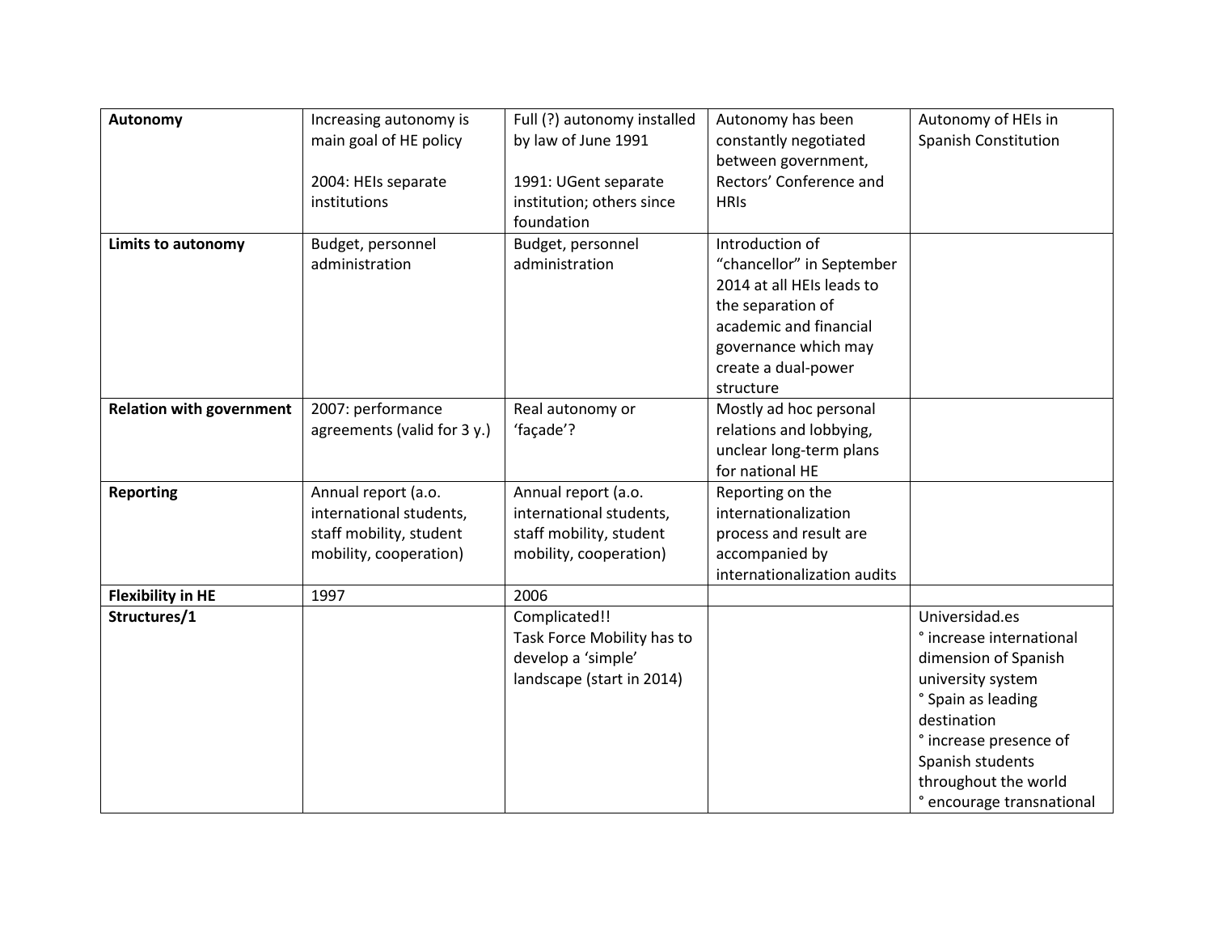| **Autonomy** | Increasing autonomy is main goal of HE policy<br><br>2004: HEIs separate institutions | Full (?) autonomy installed by law of June 1991<br><br>1991: UGent separate institution; others since foundation | Autonomy has been constantly negotiated between government, Rectors' Conference and HRIs | Autonomy of HEIs in Spanish Constitution |
|---|---|---|---|---|
| **Limits to autonomy** | Budget, personnel administration | Budget, personnel administration | Introduction of "chancellor" in September 2014 at all HEIs leads to the separation of academic and financial governance which may create a dual-power structure | |
| **Relation with government** | 2007: performance agreements (valid for 3 y.) | Real autonomy or 'façade'? | Mostly ad hoc personal relations and lobbying, unclear long-term plans for national HE | |
| **Reporting** | Annual report (a.o. international students, staff mobility, student mobility, cooperation) | Annual report (a.o. international students, staff mobility, student mobility, cooperation) | Reporting on the internationalization process and result are accompanied by internationalization audits | |
| **Flexibility in HE** | 1997 | 2006 | | |
| **Structures/1** | | Complicated!!<br>Task Force Mobility has to develop a 'simple' landscape (start in 2014) | | Universidad.es<br>° increase international dimension of Spanish university system<br>° Spain as leading destination<br>° increase presence of Spanish students throughout the world<br>° encourage transnational |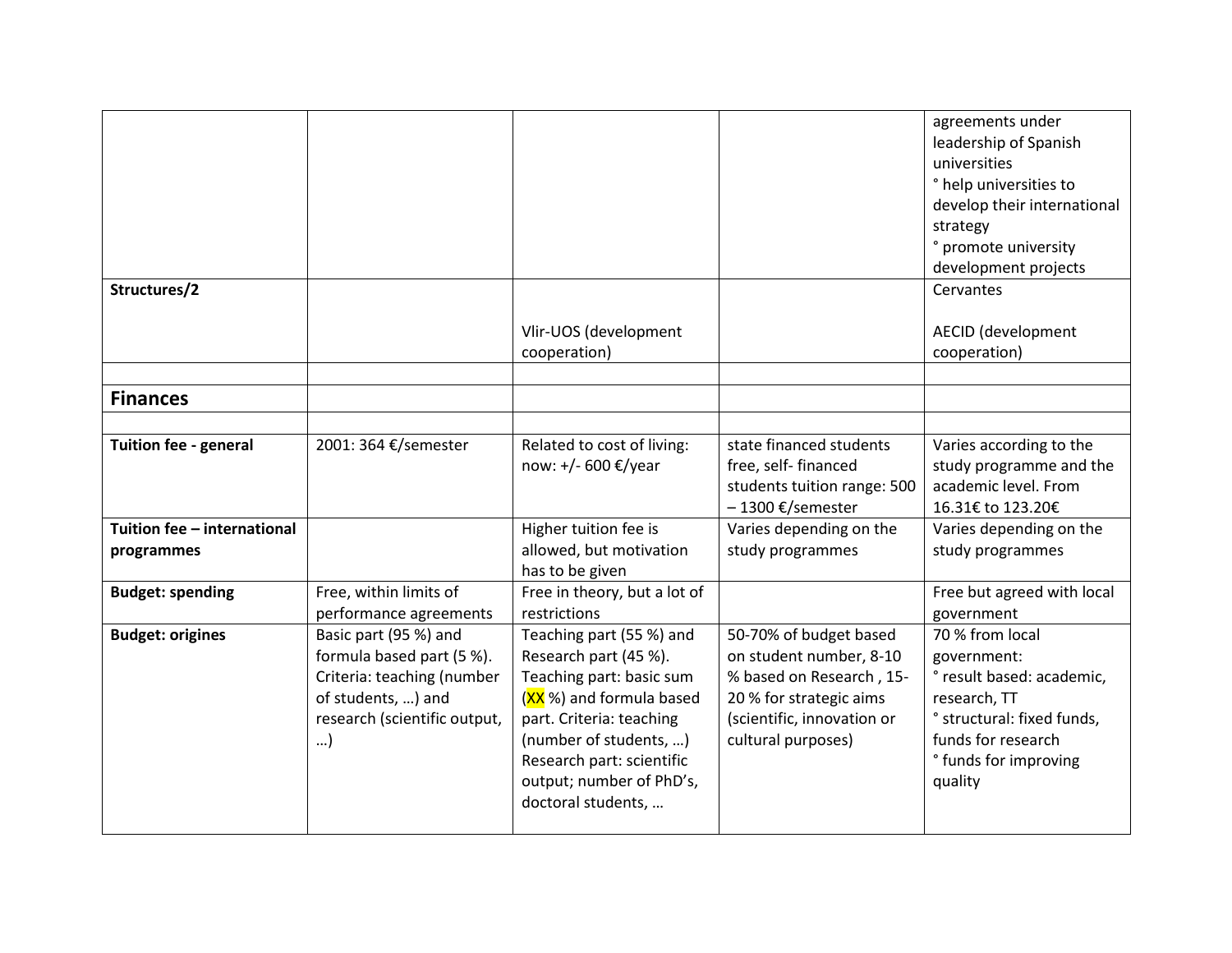| | | | | |
|---|---|---|---|---|
| | | | | agreements under leadership of Spanish universities<br>° help universities to develop their international strategy<br>° promote university development projects |
| **Structures/2** | | Vlir-UOS (development cooperation) | | Cervantes<br><br>AECID (development cooperation) |
| | | | | |
| **Finances** | | | | |
| | | | | |
| **Tuition fee - general** | 2001: 364 €/semester | Related to cost of living: now: +/- 600 €/year | state financed students free, self- financed students tuition range: 500 – 1300 €/semester | Varies according to the study programme and the academic level. From 16.31€ to 123.20€ |
| **Tuition fee – international programmes** | | Higher tuition fee is allowed, but motivation has to be given | Varies depending on the study programmes | Varies depending on the study programmes |
| **Budget: spending** | Free, within limits of performance agreements | Free in theory, but a lot of restrictions | | Free but agreed with local government |
| **Budget: origines** | Basic part (95 %) and formula based part (5 %). Criteria: teaching (number of students, …) and research (scientific output, …) | Teaching part (55 %) and Research part (45 %). Teaching part: basic sum (XX %) and formula based part. Criteria: teaching (number of students, …) Research part: scientific output; number of PhD's, doctoral students, … | 50-70% of budget based on student number, 8-10 % based on Research , 15-20 % for strategic aims (scientific, innovation or cultural purposes) | 70 % from local government:<br>° result based: academic, research, TT<br>° structural: fixed funds, funds for research<br>° funds for improving quality |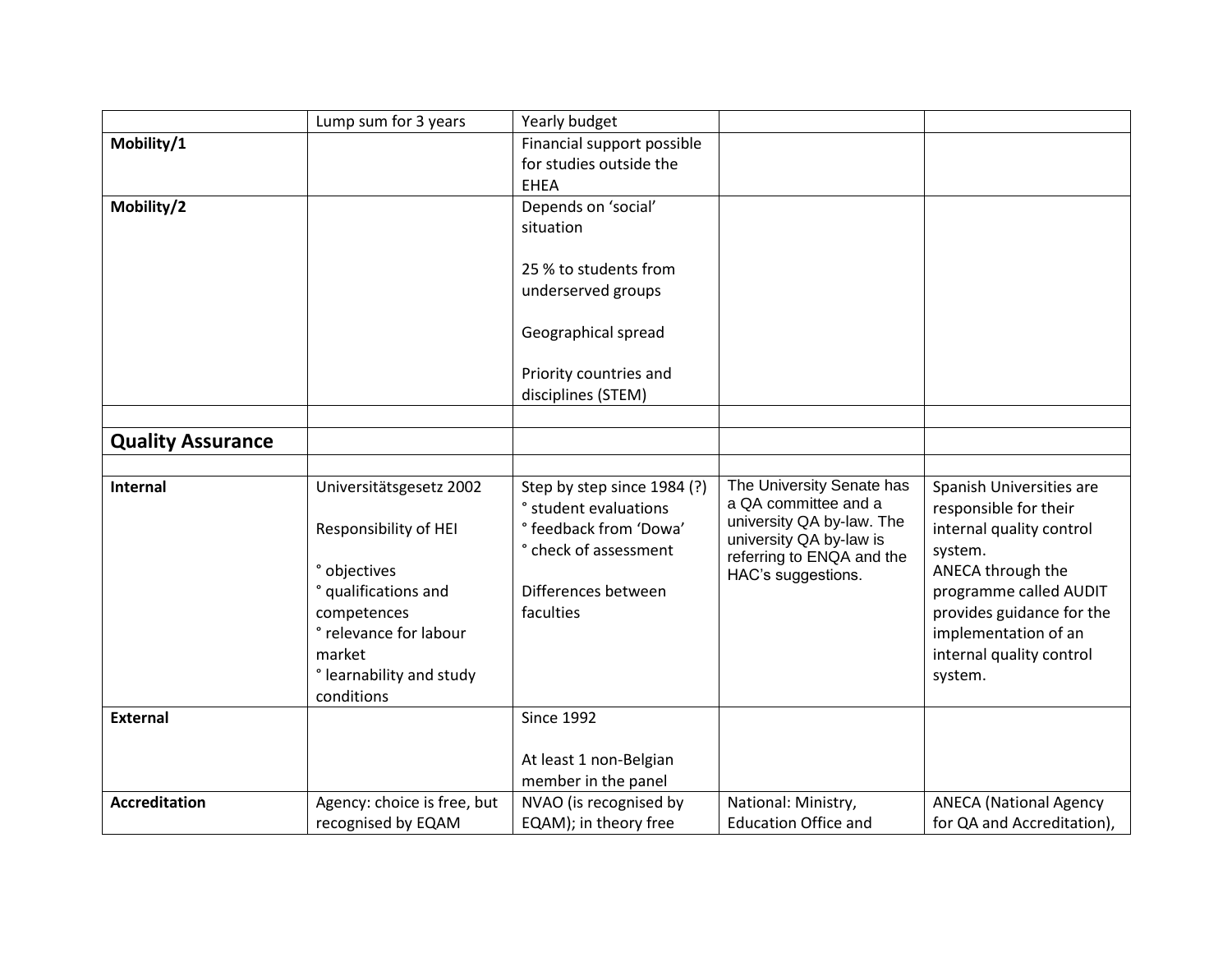| | | | | |
|---|---|---|---|---|
| | Lump sum for 3 years | Yearly budget | | |
| **Mobility/1** | | Financial support possible for studies outside the EHEA | | |
| **Mobility/2** | | Depends on 'social' situation<br><br>25 % to students from underserved groups<br><br>Geographical spread<br><br>Priority countries and disciplines (STEM) | | |
| | | | | |
| **Quality Assurance** | | | | |
| | | | | |
| **Internal** | Universitätsgesetz 2002<br><br>Responsibility of HEI<br><br>° objectives<br>° qualifications and competences<br>° relevance for labour market<br>° learnability and study conditions | Step by step since 1984 (?)<br>° student evaluations<br>° feedback from 'Dowa'<br>° check of assessment<br><br>Differences between faculties | The University Senate has a QA committee and a university QA by-law. The university QA by-law is referring to ENQA and the HAC's suggestions. | Spanish Universities are responsible for their internal quality control system.<br>ANECA through the programme called AUDIT provides guidance for the implementation of an internal quality control system. |
| **External** | | Since 1992<br><br>At least 1 non-Belgian member in the panel | | |
| **Accreditation** | Agency: choice is free, but recognised by EQAM | NVAO (is recognised by EQAM); in theory free | National: Ministry, Education Office and | ANECA (National Agency for QA and Accreditation), |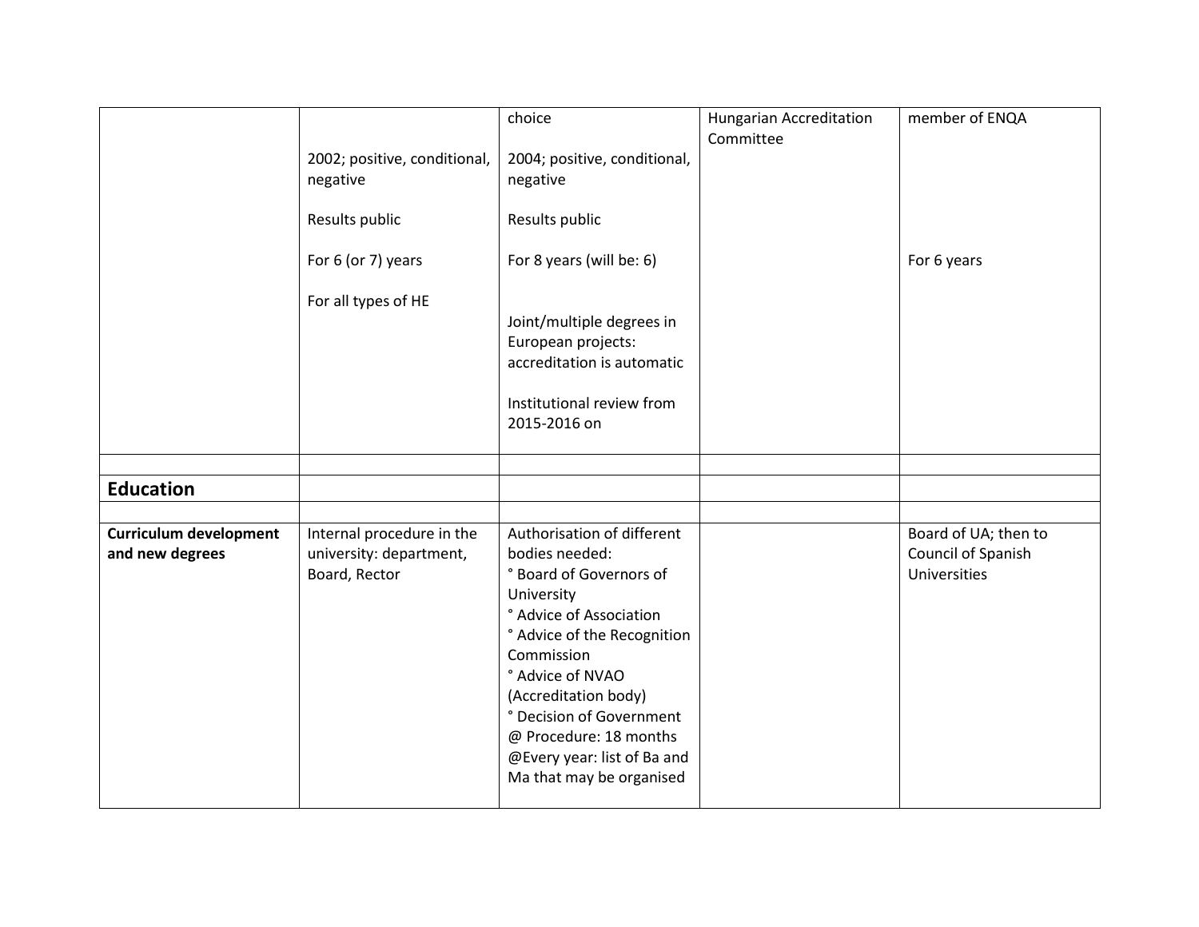| | | | | |
|---|---|---|---|---|
| | 2002; positive, conditional, negative<br><br>Results public<br><br>For 6 (or 7) years<br><br>For all types of HE | choice<br><br>2004; positive, conditional, negative<br><br>Results public<br><br>For 8 years (will be: 6)<br><br>Joint/multiple degrees in European projects: accreditation is automatic<br><br>Institutional review from 2015-2016 on | Hungarian Accreditation Committee | member of ENQA<br><br>For 6 years |
| | | | | |
| **Education** | | | | |
| | | | | |
| **Curriculum development and new degrees** | Internal procedure in the university: department, Board, Rector | Authorisation of different bodies needed:<br>° Board of Governors of University<br>° Advice of Association<br>° Advice of the Recognition Commission<br>° Advice of NVAO (Accreditation body)<br>° Decision of Government<br>@ Procedure: 18 months<br>@Every year: list of Ba and Ma that may be organised | | Board of UA; then to Council of Spanish Universities |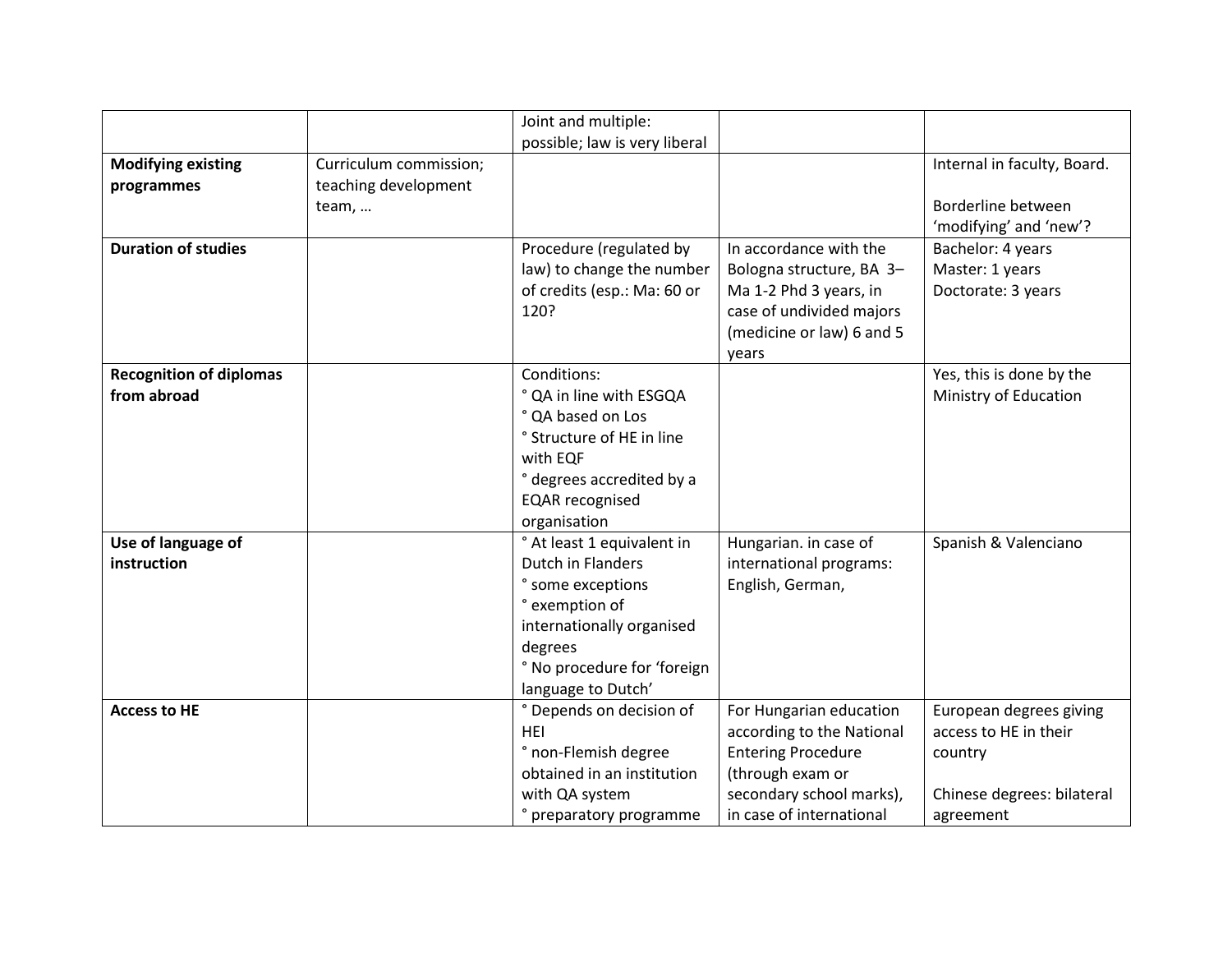| | | | | |
|---|---|---|---|---|
| | | Joint and multiple: possible; law is very liberal | | |
| **Modifying existing programmes** | Curriculum commission; teaching development team, … | | | Internal in faculty, Board.<br><br>Borderline between 'modifying' and 'new'? |
| **Duration of studies** | | Procedure (regulated by law) to change the number of credits (esp.: Ma: 60 or 120? | In accordance with the Bologna structure, BA 3– Ma 1-2 Phd 3 years, in case of undivided majors (medicine or law) 6 and 5 years | Bachelor: 4 years<br>Master: 1 years<br>Doctorate: 3 years |
| **Recognition of diplomas from abroad** | | Conditions:<br>° QA in line with ESGQA<br>° QA based on Los<br>° Structure of HE in line with EQF<br>° degrees accredited by a EQAR recognised organisation | | Yes, this is done by the Ministry of Education |
| **Use of language of instruction** | | ° At least 1 equivalent in Dutch in Flanders<br>° some exceptions<br>° exemption of internationally organised degrees<br>° No procedure for 'foreign language to Dutch' | Hungarian. in case of international programs: English, German, | Spanish & Valenciano |
| **Access to HE** | | ° Depends on decision of HEI<br>° non-Flemish degree obtained in an institution with QA system<br>° preparatory programme | For Hungarian education according to the National Entering Procedure (through exam or secondary school marks), in case of international | European degrees giving access to HE in their country<br><br>Chinese degrees: bilateral agreement |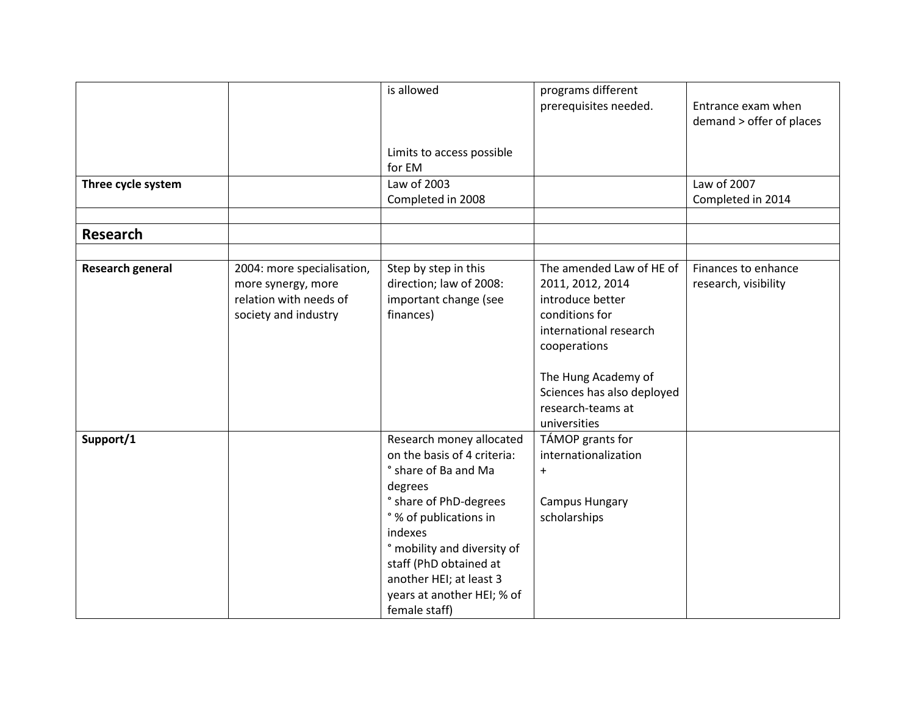| | | | | |
|---|---|---|---|---|
| | | is allowed<br><br>Limits to access possible for EM | programs different prerequisites needed. | Entrance exam when demand > offer of places |
| **Three cycle system** | | Law of 2003<br>Completed in 2008 | | Law of 2007<br>Completed in 2014 |
| | | | | |
| **Research** | | | | |
| | | | | |
| **Research general** | 2004: more specialisation, more synergy, more relation with needs of society and industry | Step by step in this direction; law of 2008: important change (see finances) | The amended Law of HE of 2011, 2012, 2014 introduce better conditions for international research cooperations<br><br>The Hung Academy of Sciences has also deployed research-teams at universities | Finances to enhance research, visibility |
| **Support/1** | | Research money allocated on the basis of 4 criteria:<br>° share of Ba and Ma degrees<br>° share of PhD-degrees<br>° % of publications in indexes<br>° mobility and diversity of staff (PhD obtained at another HEI; at least 3 years at another HEI; % of female staff) | TÁMOP grants for internationalization<br>+<br><br>Campus Hungary scholarships | |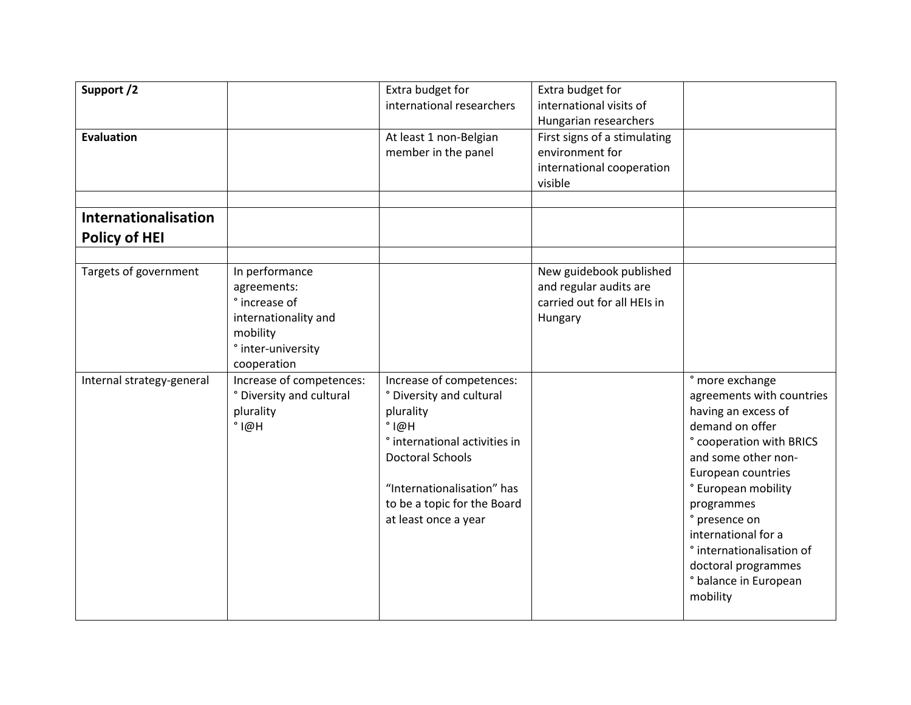| **Support /2** | | Extra budget for international researchers | Extra budget for international visits of Hungarian researchers | |
|---|---|---|---|---|
| **Evaluation** | | At least 1 non-Belgian member in the panel | First signs of a stimulating environment for international cooperation visible | |
| | | | | |
| **Internationalisation Policy of HEI** | | | | |
| | | | | |
| Targets of government | In performance agreements:<br>° increase of internationality and mobility<br>° inter-university cooperation | | New guidebook published and regular audits are carried out for all HEIs in Hungary | |
| Internal strategy-general | Increase of competences:<br>° Diversity and cultural plurality<br>° I@H | Increase of competences:<br>° Diversity and cultural plurality<br>° I@H<br>° international activities in Doctoral Schools<br><br>“Internationalisation” has to be a topic for the Board at least once a year | | ° more exchange agreements with countries having an excess of demand on offer<br>° cooperation with BRICS and some other non-European countries<br>° European mobility programmes<br>° presence on international for a<br>° internationalisation of doctoral programmes<br>° balance in European mobility |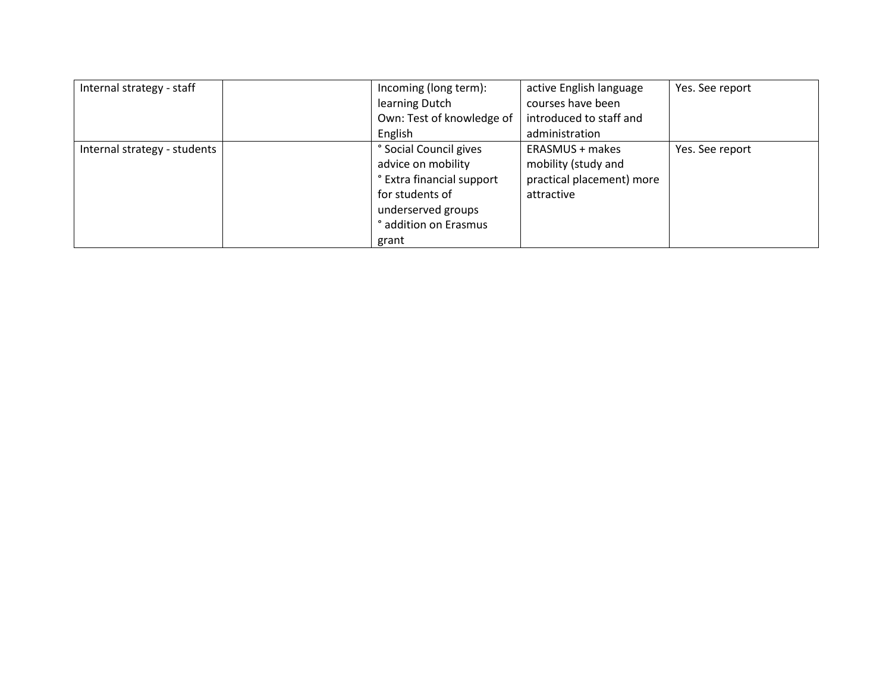| | | | | |
|---|---|---|---|---|
| Internal strategy - staff | | Incoming (long term): learning Dutch<br>Own: Test of knowledge of English | active English language courses have been introduced to staff and administration | Yes. See report |
| Internal strategy - students | | ° Social Council gives advice on mobility<br>° Extra financial support for students of underserved groups<br>° addition on Erasmus grant | ERASMUS + makes mobility (study and practical placement) more attractive | Yes. See report |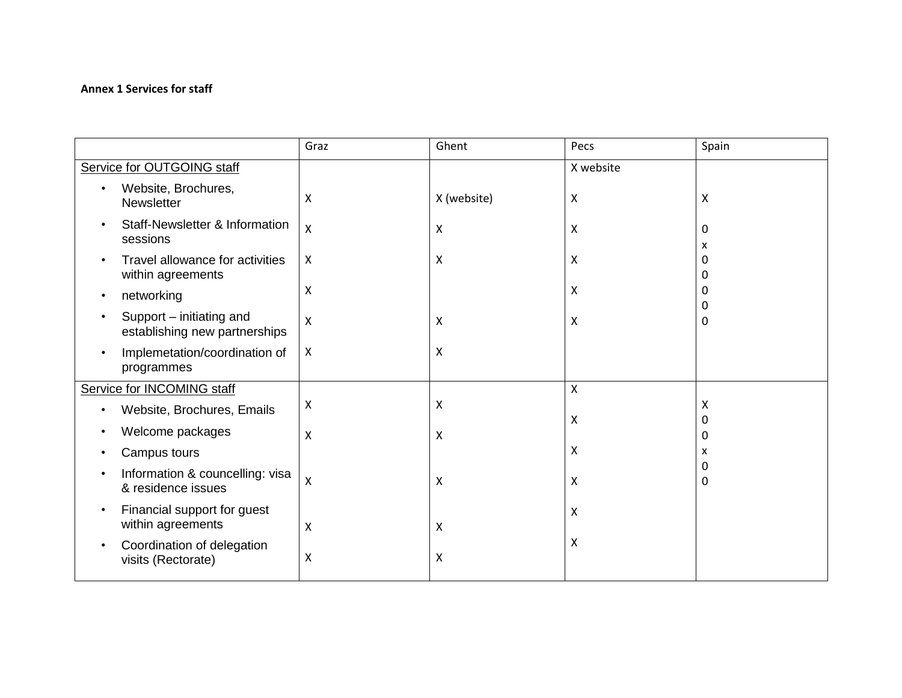**Annex 1 Services for staff**

| | Graz | Ghent | Pecs | Spain |
|---|---|---|---|---|
| Service for OUTGOING staff | | | X website | |
| • Website, Brochures, Newsletter | X | X (website) | X | X |
| • Staff-Newsletter & Information sessions | X | X | X | 0 x |
| • Travel allowance for activities within agreements | X | X | X | 0 0 |
| • networking | X | | X | 0 0 |
| • Support – initiating and establishing new partnerships | X | X | X | 0 |
| • Implemetation/coordination of programmes | X | X | | |
| Service for INCOMING staff | | | X | |
| • Website, Brochures, Emails | X | X | X | X 0 |
| • Welcome packages | X | X | | 0 |
| • Campus tours | | | X | x 0 |
| • Information & councelling: visa & residence issues | X | X | X | 0 |
| • Financial support for guest within agreements | X | X | X | |
| • Coordination of delegation visits (Rectorate) | X | X | X | |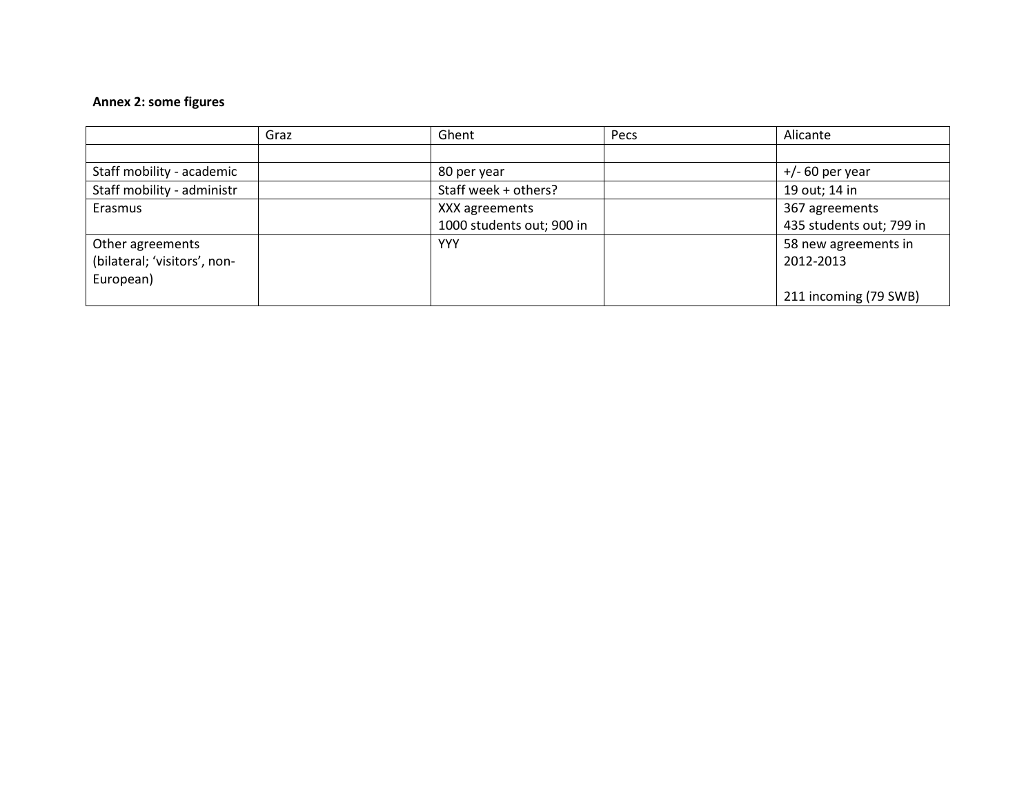**Annex 2: some figures**

| | Graz | Ghent | Pecs | Alicante |
|---|---|---|---|---|
| | | | | |
| Staff mobility - academic | | 80 per year | | +/- 60 per year |
| Staff mobility - administr | | Staff week + others? | | 19 out; 14 in |
| Erasmus | | XXX agreements<br>1000 students out; 900 in | | 367 agreements<br>435 students out; 799 in |
| Other agreements (bilateral; 'visitors', non-European) | | YYY | | 58 new agreements in 2012-2013<br><br>211 incoming (79 SWB) |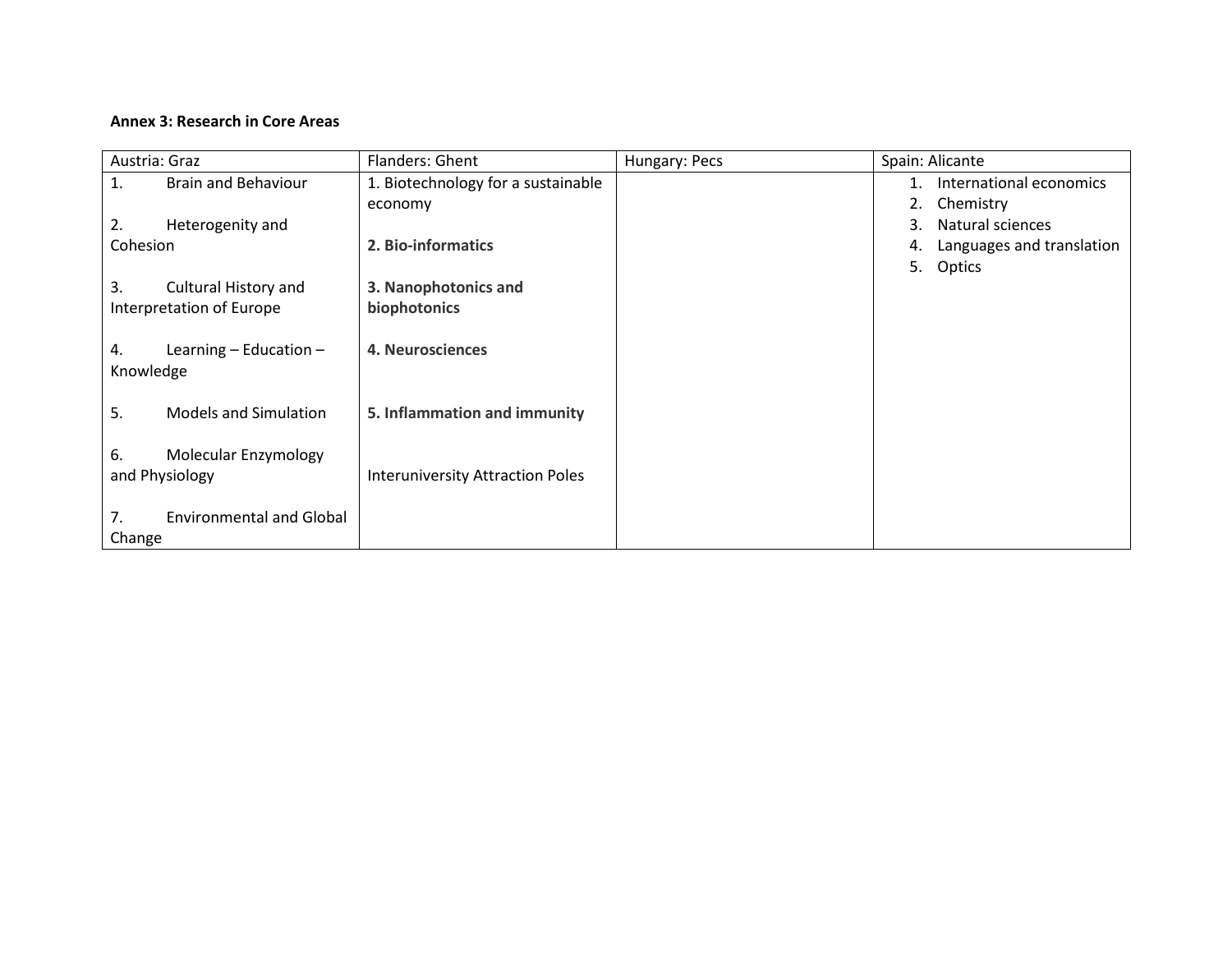**Annex 3: Research in Core Areas**

| Austria: Graz | Flanders: Ghent | Hungary: Pecs | Spain: Alicante |
|---|---|---|---|
| 1. Brain and Behaviour<br><br>2. Heterogenity and Cohesion<br><br>3. Cultural History and Interpretation of Europe<br><br>4. Learning – Education – Knowledge<br><br>5. Models and Simulation<br><br>6. Molecular Enzymology and Physiology<br><br>7. Environmental and Global Change | 1. Biotechnology for a sustainable economy<br><br>**2. Bio-informatics**<br><br>**3. Nanophotonics and biophotonics**<br><br>**4. Neurosciences**<br><br>**5. Inflammation and immunity**<br><br>Interuniversity Attraction Poles | | 1. International economics<br>2. Chemistry<br>3. Natural sciences<br>4. Languages and translation<br>5. Optics |